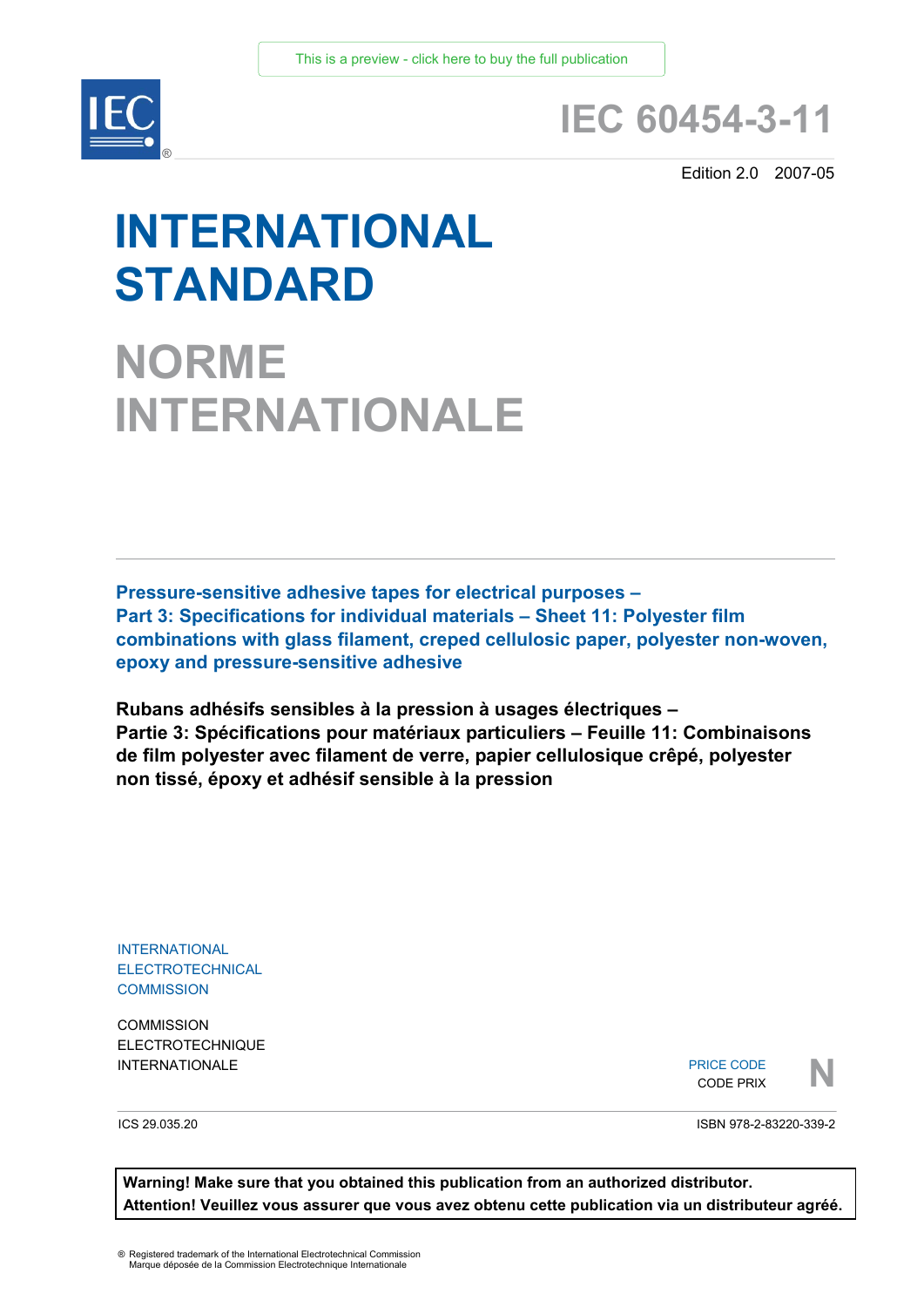This is a preview - click here to buy the full publication

# IEC 60454-3-11

Edition 2.0 2007-05

# INTERNATIONAL STANDARD

# NORME INTERNATIONALE

**Pressure-sensitive adhesive tapes for electrical purposes –
Part 3: Specifications for individual materials – Sheet 11: Polyester film combinations with glass filament, creped cellulosic paper, polyester non-woven, epoxy and pressure-sensitive adhesive**

**Rubans adhésifs sensibles à la pression à usages électriques –
Partie 3: Spécifications pour matériaux particuliers – Feuille 11: Combinaisons de film polyester avec filament de verre, papier cellulosique crêpé, polyester non tissé, époxy et adhésif sensible à la pression**

INTERNATIONAL
ELECTROTECHNICAL
COMMISSION

COMMISSION
ELECTROTECHNIQUE
INTERNATIONALE

PRICE CODE
CODE PRIX
**N**

ICS 29.035.20

ISBN 978-2-83220-339-2

**Warning! Make sure that you obtained this publication from an authorized distributor.**
**Attention! Veuillez vous assurer que vous avez obtenu cette publication via un distributeur agréé.**

® Registered trademark of the International Electrotechnical Commission
Marque déposée de la Commission Electrotechnique Internationale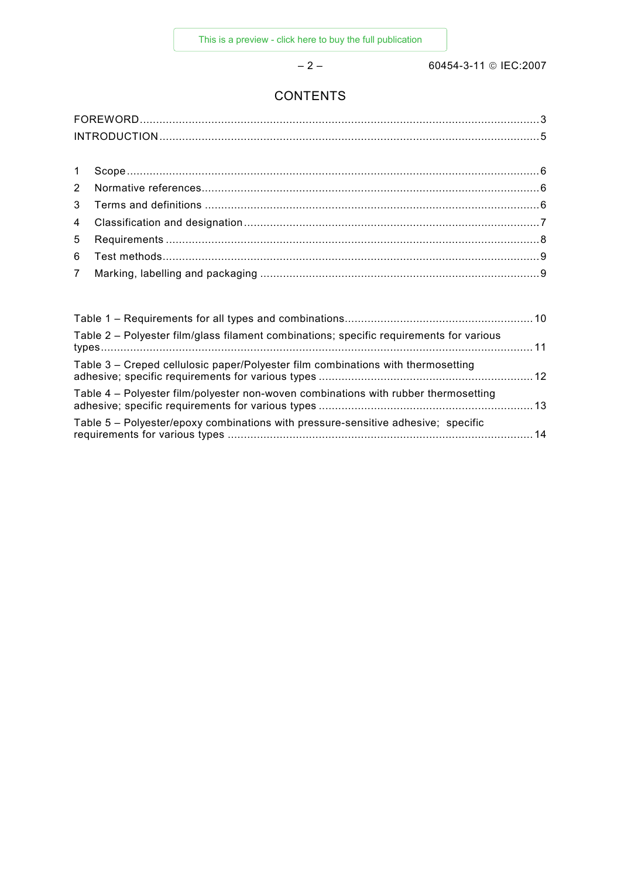# CONTENTS

FOREWORD.........................................................................................................................3
INTRODUCTION...................................................................................................................5

1 Scope............................................................................................................................6
2 Normative references......................................................................................................6
3 Terms and definitions .....................................................................................................6
4 Classification and designation..........................................................................................7
5 Requirements ................................................................................................................8
6 Test methods..................................................................................................................9
7 Marking, labelling and packaging .....................................................................................9

Table 1 – Requirements for all types and combinations.........................................................10
Table 2 – Polyester film/glass filament combinations; specific requirements for various types..................................................................................................................................11
Table 3 – Creped cellulosic paper/Polyester film combinations with thermosetting adhesive; specific requirements for various types .................................................................12
Table 4 – Polyester film/polyester non-woven combinations with rubber thermosetting adhesive; specific requirements for various types .................................................................13
Table 5 – Polyester/epoxy combinations with pressure-sensitive adhesive; specific requirements for various types .............................................................................................14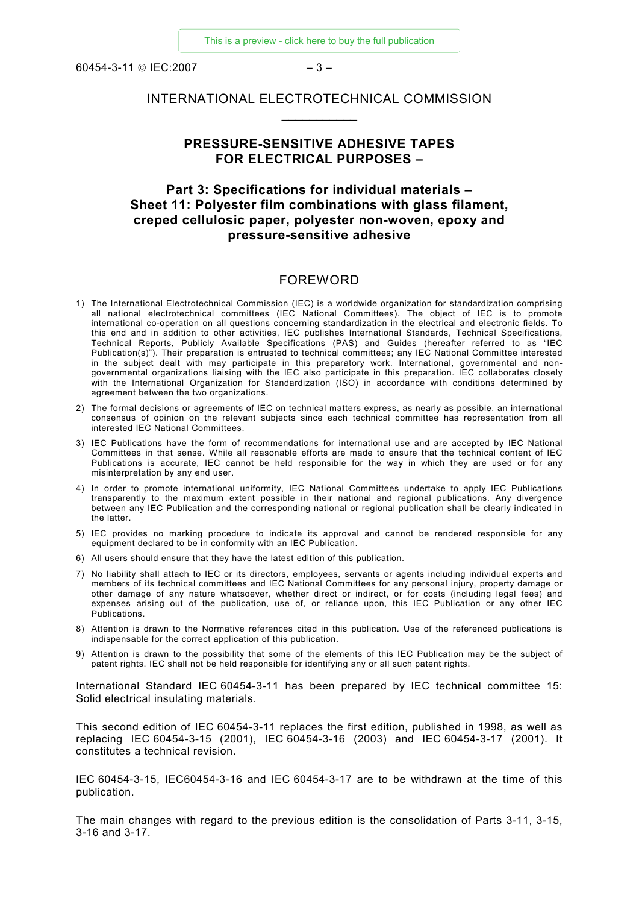# INTERNATIONAL ELECTROTECHNICAL COMMISSION

## PRESSURE-SENSITIVE ADHESIVE TAPES FOR ELECTRICAL PURPOSES –

## Part 3: Specifications for individual materials – Sheet 11: Polyester film combinations with glass filament, creped cellulosic paper, polyester non-woven, epoxy and pressure-sensitive adhesive

## FOREWORD

1) The International Electrotechnical Commission (IEC) is a worldwide organization for standardization comprising all national electrotechnical committees (IEC National Committees). The object of IEC is to promote international co-operation on all questions concerning standardization in the electrical and electronic fields. To this end and in addition to other activities, IEC publishes International Standards, Technical Specifications, Technical Reports, Publicly Available Specifications (PAS) and Guides (hereafter referred to as "IEC Publication(s)"). Their preparation is entrusted to technical committees; any IEC National Committee interested in the subject dealt with may participate in this preparatory work. International, governmental and non-governmental organizations liaising with the IEC also participate in this preparation. IEC collaborates closely with the International Organization for Standardization (ISO) in accordance with conditions determined by agreement between the two organizations.
2) The formal decisions or agreements of IEC on technical matters express, as nearly as possible, an international consensus of opinion on the relevant subjects since each technical committee has representation from all interested IEC National Committees.
3) IEC Publications have the form of recommendations for international use and are accepted by IEC National Committees in that sense. While all reasonable efforts are made to ensure that the technical content of IEC Publications is accurate, IEC cannot be held responsible for the way in which they are used or for any misinterpretation by any end user.
4) In order to promote international uniformity, IEC National Committees undertake to apply IEC Publications transparently to the maximum extent possible in their national and regional publications. Any divergence between any IEC Publication and the corresponding national or regional publication shall be clearly indicated in the latter.
5) IEC provides no marking procedure to indicate its approval and cannot be rendered responsible for any equipment declared to be in conformity with an IEC Publication.
6) All users should ensure that they have the latest edition of this publication.
7) No liability shall attach to IEC or its directors, employees, servants or agents including individual experts and members of its technical committees and IEC National Committees for any personal injury, property damage or other damage of any nature whatsoever, whether direct or indirect, or for costs (including legal fees) and expenses arising out of the publication, use of, or reliance upon, this IEC Publication or any other IEC Publications.
8) Attention is drawn to the Normative references cited in this publication. Use of the referenced publications is indispensable for the correct application of this publication.
9) Attention is drawn to the possibility that some of the elements of this IEC Publication may be the subject of patent rights. IEC shall not be held responsible for identifying any or all such patent rights.

International Standard IEC 60454-3-11 has been prepared by IEC technical committee 15: Solid electrical insulating materials.

This second edition of IEC 60454-3-11 replaces the first edition, published in 1998, as well as replacing IEC 60454-3-15 (2001), IEC 60454-3-16 (2003) and IEC 60454-3-17 (2001). It constitutes a technical revision.

IEC 60454-3-15, IEC60454-3-16 and IEC 60454-3-17 are to be withdrawn at the time of this publication.

The main changes with regard to the previous edition is the consolidation of Parts 3-11, 3-15, 3-16 and 3-17.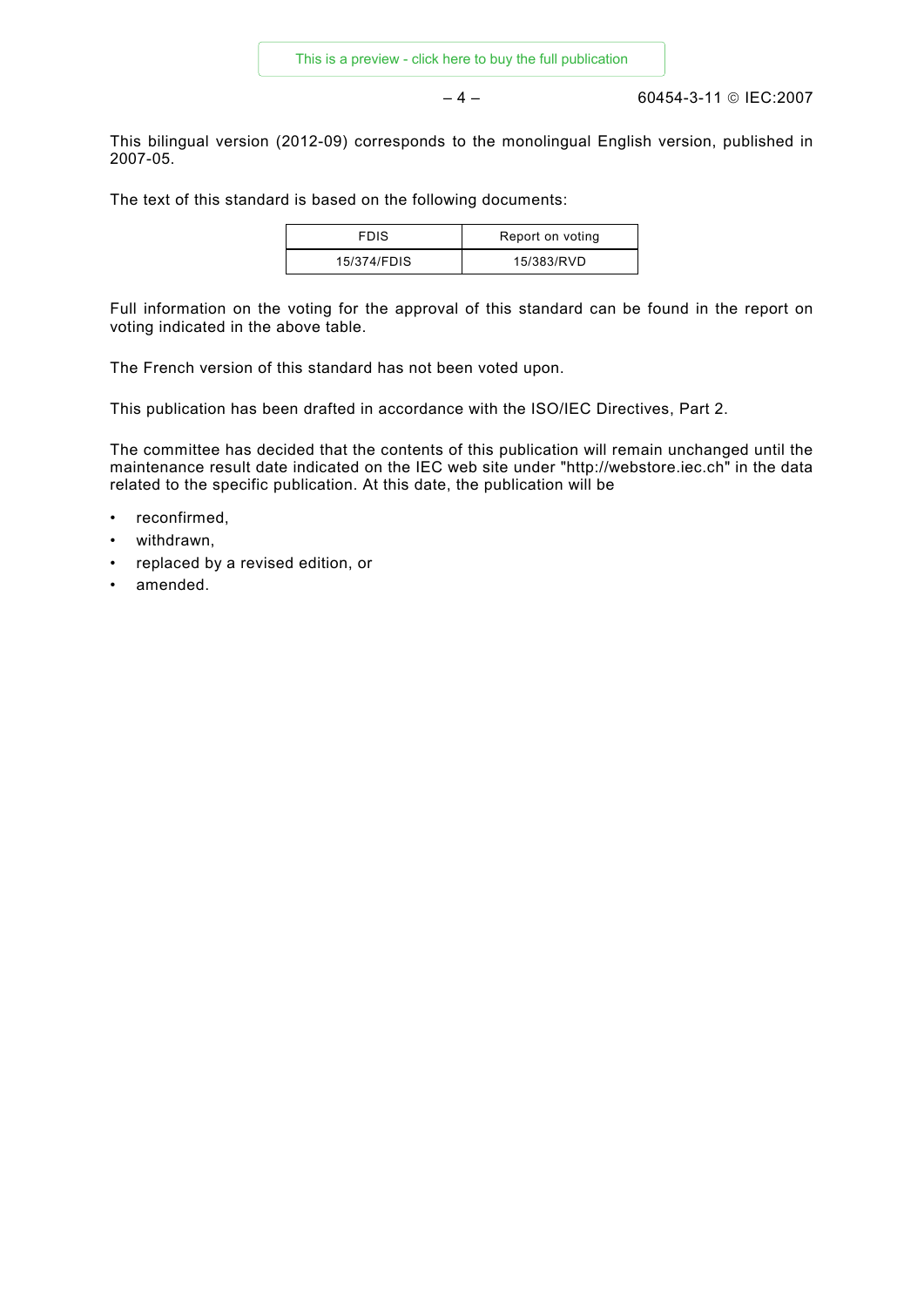This bilingual version (2012-09) corresponds to the monolingual English version, published in 2007-05.

The text of this standard is based on the following documents:

| FDIS | Report on voting |
| --- | --- |
| 15/374/FDIS | 15/383/RVD |

Full information on the voting for the approval of this standard can be found in the report on voting indicated in the above table.

The French version of this standard has not been voted upon.

This publication has been drafted in accordance with the ISO/IEC Directives, Part 2.

The committee has decided that the contents of this publication will remain unchanged until the maintenance result date indicated on the IEC web site under "http://webstore.iec.ch" in the data related to the specific publication. At this date, the publication will be

- reconfirmed,
- withdrawn,
- replaced by a revised edition, or
- amended.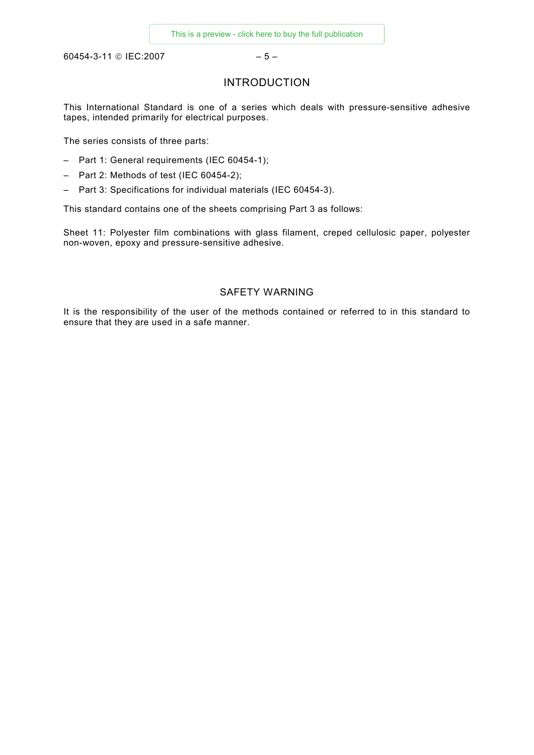# INTRODUCTION

This International Standard is one of a series which deals with pressure-sensitive adhesive tapes, intended primarily for electrical purposes.

The series consists of three parts:

- Part 1: General requirements (IEC 60454-1);
- Part 2: Methods of test (IEC 60454-2);
- Part 3: Specifications for individual materials (IEC 60454-3).

This standard contains one of the sheets comprising Part 3 as follows:

Sheet 11: Polyester film combinations with glass filament, creped cellulosic paper, polyester non-woven, epoxy and pressure-sensitive adhesive.

## SAFETY WARNING

It is the responsibility of the user of the methods contained or referred to in this standard to ensure that they are used in a safe manner.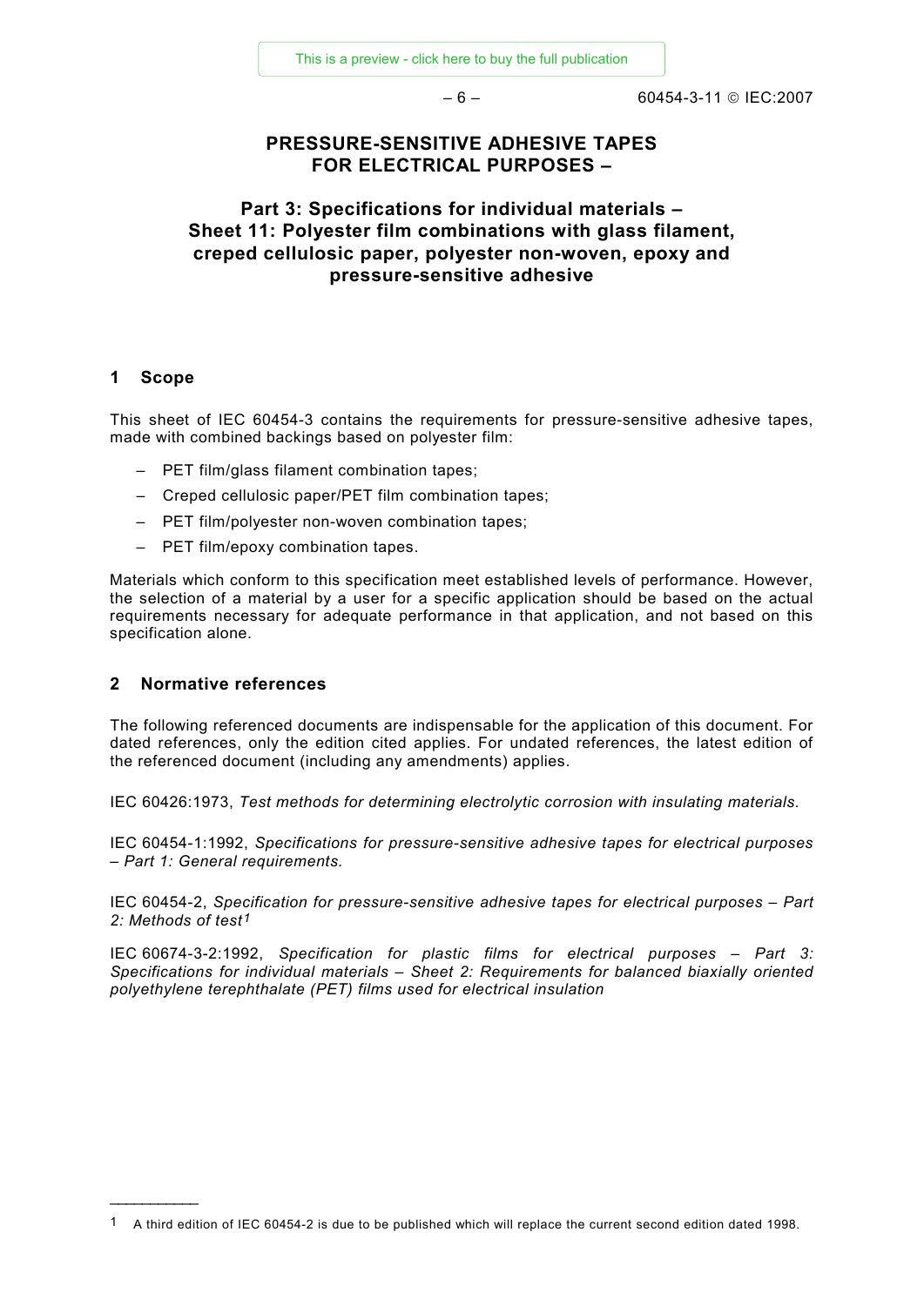# PRESSURE-SENSITIVE ADHESIVE TAPES FOR ELECTRICAL PURPOSES –

## Part 3: Specifications for individual materials – Sheet 11: Polyester film combinations with glass filament, creped cellulosic paper, polyester non-woven, epoxy and pressure-sensitive adhesive

## 1 Scope

This sheet of IEC 60454-3 contains the requirements for pressure-sensitive adhesive tapes, made with combined backings based on polyester film:

- PET film/glass filament combination tapes;
- Creped cellulosic paper/PET film combination tapes;
- PET film/polyester non-woven combination tapes;
- PET film/epoxy combination tapes.

Materials which conform to this specification meet established levels of performance. However, the selection of a material by a user for a specific application should be based on the actual requirements necessary for adequate performance in that application, and not based on this specification alone.

## 2 Normative references

The following referenced documents are indispensable for the application of this document. For dated references, only the edition cited applies. For undated references, the latest edition of the referenced document (including any amendments) applies.

IEC 60426:1973, *Test methods for determining electrolytic corrosion with insulating materials.*

IEC 60454-1:1992, *Specifications for pressure-sensitive adhesive tapes for electrical purposes – Part 1: General requirements.*

IEC 60454-2, *Specification for pressure-sensitive adhesive tapes for electrical purposes – Part 2: Methods of test*[1]

IEC 60674-3-2:1992, *Specification for plastic films for electrical purposes – Part 3: Specifications for individual materials – Sheet 2: Requirements for balanced biaxially oriented polyethylene terephthalate (PET) films used for electrical insulation*

---

[1] A third edition of IEC 60454-2 is due to be published which will replace the current second edition dated 1998.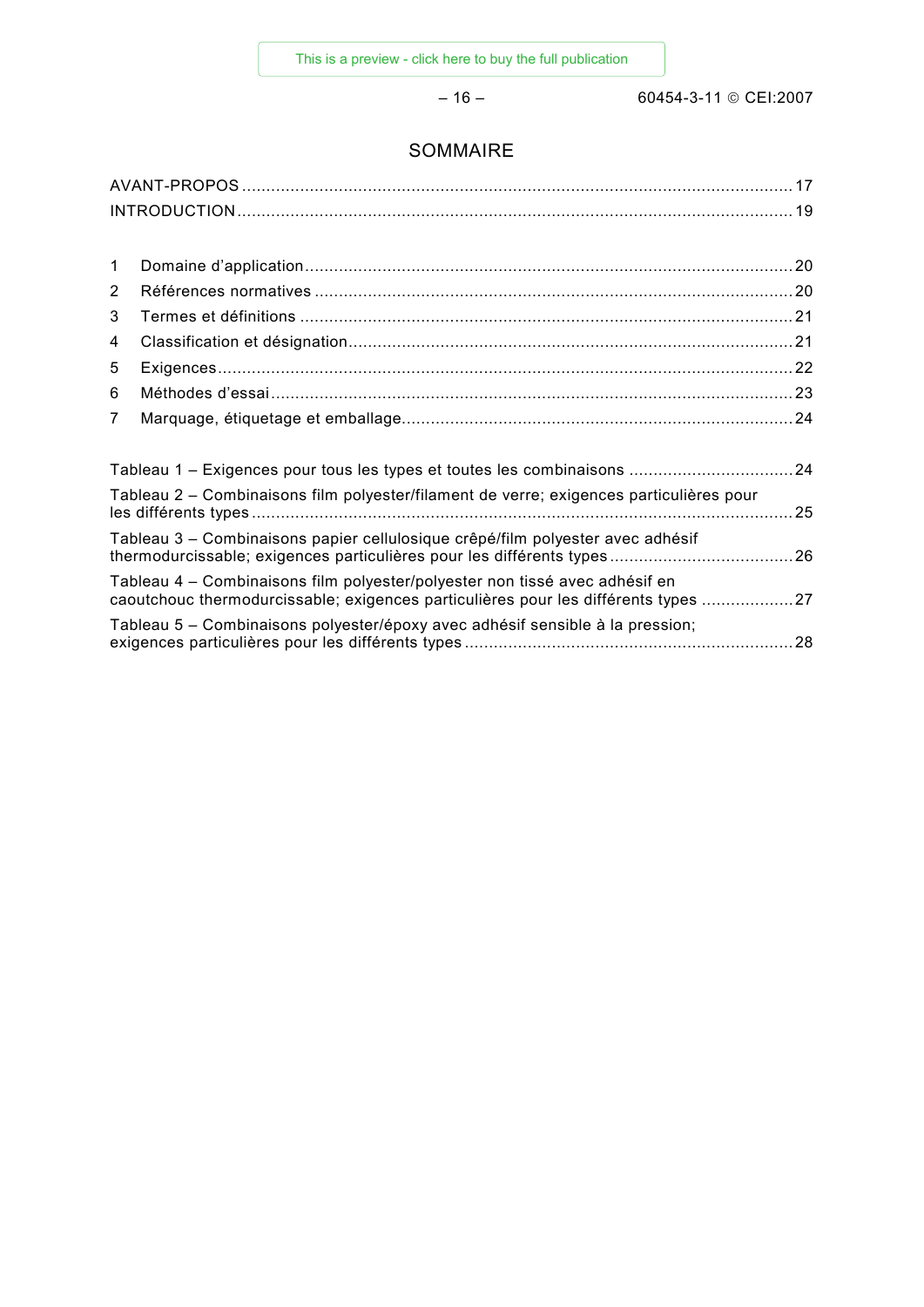# SOMMAIRE

AVANT-PROPOS .......... 17
INTRODUCTION .......... 19

1 Domaine d'application .......... 20
2 Références normatives .......... 20
3 Termes et définitions .......... 21
4 Classification et désignation .......... 21
5 Exigences .......... 22
6 Méthodes d'essai .......... 23
7 Marquage, étiquetage et emballage .......... 24

Tableau 1 – Exigences pour tous les types et toutes les combinaisons .......... 24
Tableau 2 – Combinaisons film polyester/filament de verre; exigences particulières pour les différents types .......... 25
Tableau 3 – Combinaisons papier cellulosique crêpé/film polyester avec adhésif thermodurcissable; exigences particulières pour les différents types .......... 26
Tableau 4 – Combinaisons film polyester/polyester non tissé avec adhésif en caoutchouc thermodurcissable; exigences particulières pour les différents types .......... 27
Tableau 5 – Combinaisons polyester/époxy avec adhésif sensible à la pression; exigences particulières pour les différents types .......... 28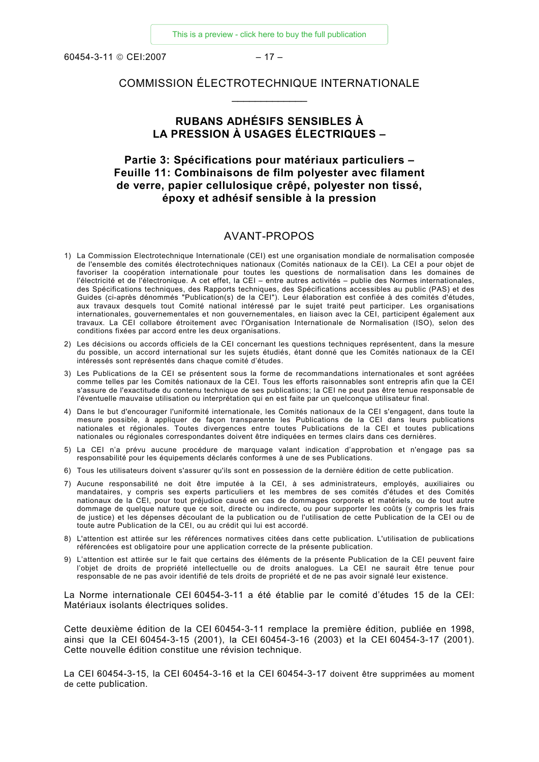# COMMISSION ÉLECTROTECHNIQUE INTERNATIONALE

---

## RUBANS ADHÉSIFS SENSIBLES À LA PRESSION À USAGES ÉLECTRIQUES –

### Partie 3: Spécifications pour matériaux particuliers – Feuille 11: Combinaisons de film polyester avec filament de verre, papier cellulosique crêpé, polyester non tissé, époxy et adhésif sensible à la pression

## AVANT-PROPOS

1) La Commission Electrotechnique Internationale (CEI) est une organisation mondiale de normalisation composée de l'ensemble des comités électrotechniques nationaux (Comités nationaux de la CEI). La CEI a pour objet de favoriser la coopération internationale pour toutes les questions de normalisation dans les domaines de l'électricité et de l'électronique. A cet effet, la CEI – entre autres activités – publie des Normes internationales, des Spécifications techniques, des Rapports techniques, des Spécifications accessibles au public (PAS) et des Guides (ci-après dénommés "Publication(s) de la CEI"). Leur élaboration est confiée à des comités d'études, aux travaux desquels tout Comité national intéressé par le sujet traité peut participer. Les organisations internationales, gouvernementales et non gouvernementales, en liaison avec la CEI, participent également aux travaux. La CEI collabore étroitement avec l'Organisation Internationale de Normalisation (ISO), selon des conditions fixées par accord entre les deux organisations.

2) Les décisions ou accords officiels de la CEI concernant les questions techniques représentent, dans la mesure du possible, un accord international sur les sujets étudiés, étant donné que les Comités nationaux de la CEI intéressés sont représentés dans chaque comité d'études.

3) Les Publications de la CEI se présentent sous la forme de recommandations internationales et sont agréées comme telles par les Comités nationaux de la CEI. Tous les efforts raisonnables sont entrepris afin que la CEI s'assure de l'exactitude du contenu technique de ses publications; la CEI ne peut pas être tenue responsable de l'éventuelle mauvaise utilisation ou interprétation qui en est faite par un quelconque utilisateur final.

4) Dans le but d'encourager l'uniformité internationale, les Comités nationaux de la CEI s'engagent, dans toute la mesure possible, à appliquer de façon transparente les Publications de la CEI dans leurs publications nationales et régionales. Toutes divergences entre toutes Publications de la CEI et toutes publications nationales ou régionales correspondantes doivent être indiquées en termes clairs dans ces dernières.

5) La CEI n'a prévu aucune procédure de marquage valant indication d'approbation et n'engage pas sa responsabilité pour les équipements déclarés conformes à une de ses Publications.

6) Tous les utilisateurs doivent s'assurer qu'ils sont en possession de la dernière édition de cette publication.

7) Aucune responsabilité ne doit être imputée à la CEI, à ses administrateurs, employés, auxiliaires ou mandataires, y compris ses experts particuliers et les membres de ses comités d'études et des Comités nationaux de la CEI, pour tout préjudice causé en cas de dommages corporels et matériels, ou de tout autre dommage de quelque nature que ce soit, directe ou indirecte, ou pour supporter les coûts (y compris les frais de justice) et les dépenses découlant de la publication ou de l'utilisation de cette Publication de la CEI ou de toute autre Publication de la CEI, ou au crédit qui lui est accordé.

8) L'attention est attirée sur les références normatives citées dans cette publication. L'utilisation de publications référencées est obligatoire pour une application correcte de la présente publication.

9) L'attention est attirée sur le fait que certains des éléments de la présente Publication de la CEI peuvent faire l'objet de droits de propriété intellectuelle ou de droits analogues. La CEI ne saurait être tenue pour responsable de ne pas avoir identifié de tels droits de propriété et de ne pas avoir signalé leur existence.

La Norme internationale CEI 60454-3-11 a été établie par le comité d'études 15 de la CEI: Matériaux isolants électriques solides.

Cette deuxième édition de la CEI 60454-3-11 remplace la première édition, publiée en 1998, ainsi que la CEI 60454-3-15 (2001), la CEI 60454-3-16 (2003) et la CEI 60454-3-17 (2001). Cette nouvelle édition constitue une révision technique.

La CEI 60454-3-15, la CEI 60454-3-16 et la CEI 60454-3-17 doivent être supprimées au moment de cette publication.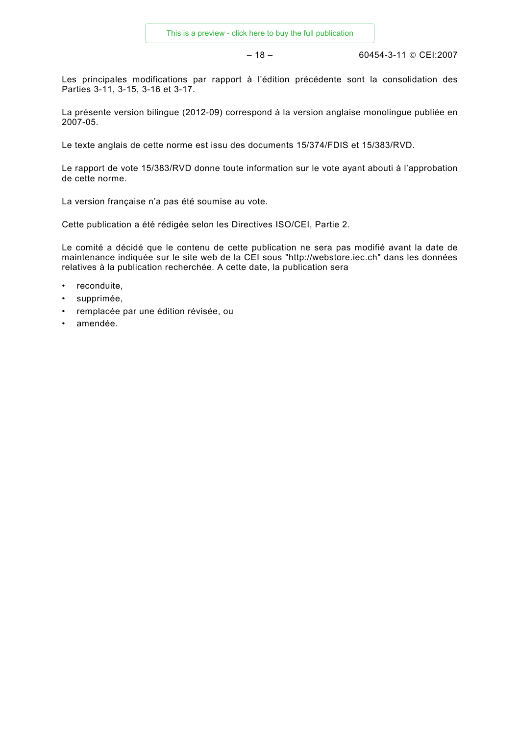Les principales modifications par rapport à l'édition précédente sont la consolidation des Parties 3-11, 3-15, 3-16 et 3-17.

La présente version bilingue (2012-09) correspond à la version anglaise monolingue publiée en 2007-05.

Le texte anglais de cette norme est issu des documents 15/374/FDIS et 15/383/RVD.

Le rapport de vote 15/383/RVD donne toute information sur le vote ayant abouti à l'approbation de cette norme.

La version française n'a pas été soumise au vote.

Cette publication a été rédigée selon les Directives ISO/CEI, Partie 2.

Le comité a décidé que le contenu de cette publication ne sera pas modifié avant la date de maintenance indiquée sur le site web de la CEI sous "http://webstore.iec.ch" dans les données relatives à la publication recherchée. A cette date, la publication sera

- reconduite,
- supprimée,
- remplacée par une édition révisée, ou
- amendée.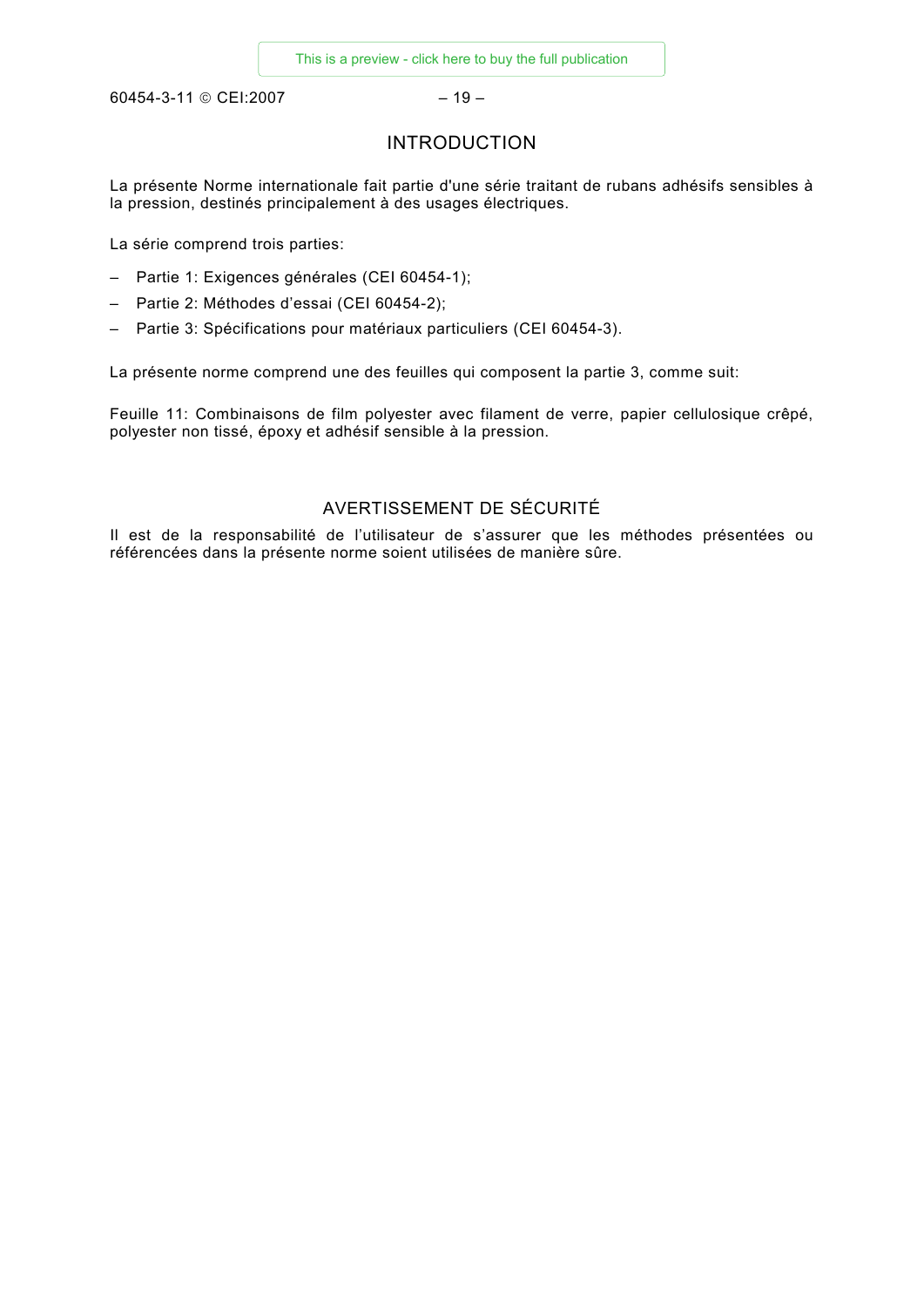# INTRODUCTION

La présente Norme internationale fait partie d'une série traitant de rubans adhésifs sensibles à la pression, destinés principalement à des usages électriques.

La série comprend trois parties:

– Partie 1: Exigences générales (CEI 60454-1);
– Partie 2: Méthodes d’essai (CEI 60454-2);
– Partie 3: Spécifications pour matériaux particuliers (CEI 60454-3).

La présente norme comprend une des feuilles qui composent la partie 3, comme suit:

Feuille 11: Combinaisons de film polyester avec filament de verre, papier cellulosique crêpé, polyester non tissé, époxy et adhésif sensible à la pression.

## AVERTISSEMENT DE SÉCURITÉ

Il est de la responsabilité de l’utilisateur de s’assurer que les méthodes présentées ou référencées dans la présente norme soient utilisées de manière sûre.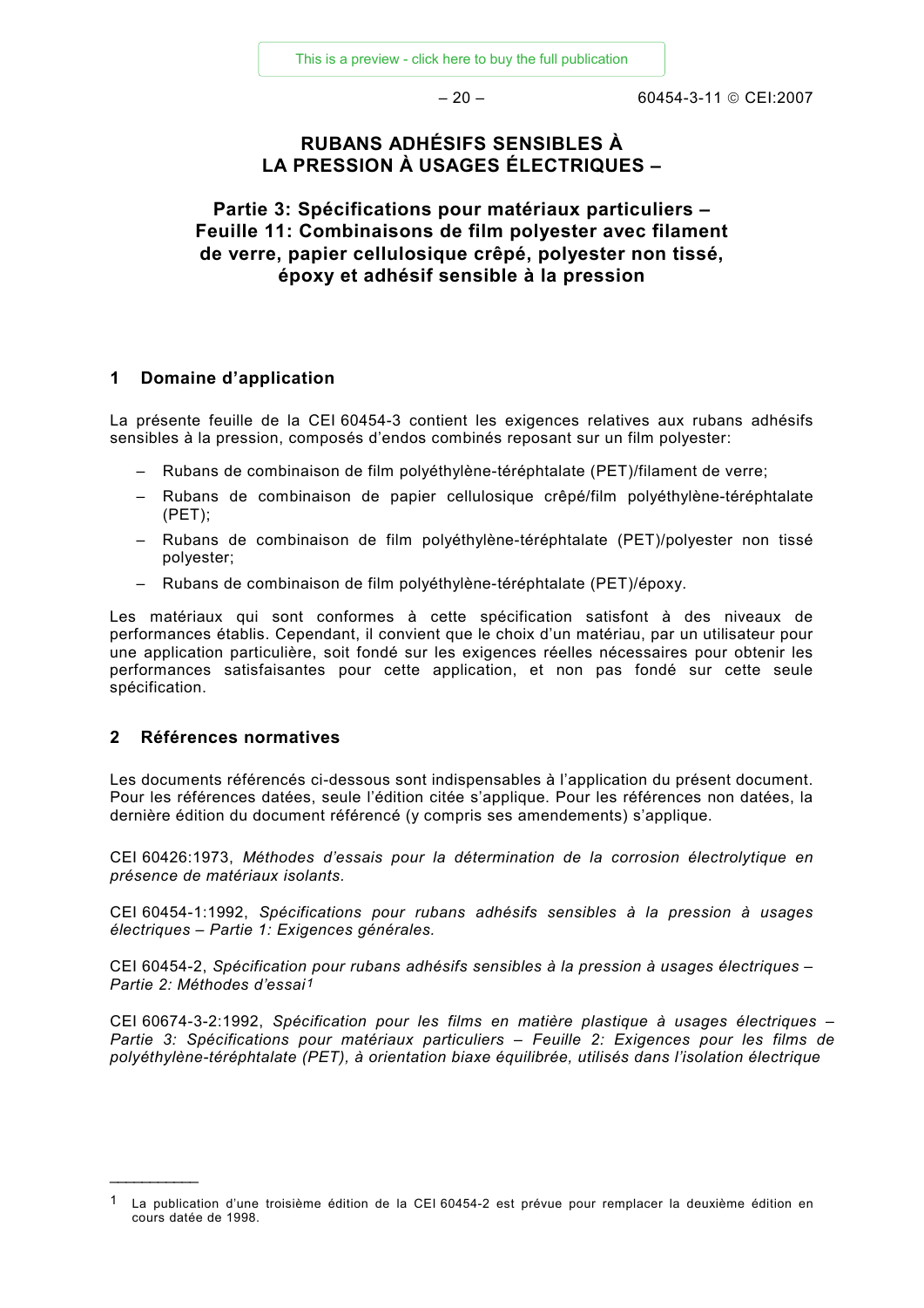# RUBANS ADHÉSIFS SENSIBLES À LA PRESSION À USAGES ÉLECTRIQUES –

## Partie 3: Spécifications pour matériaux particuliers – Feuille 11: Combinaisons de film polyester avec filament de verre, papier cellulosique crêpé, polyester non tissé, époxy et adhésif sensible à la pression

## 1 Domaine d'application

La présente feuille de la CEI 60454-3 contient les exigences relatives aux rubans adhésifs sensibles à la pression, composés d'endos combinés reposant sur un film polyester:

- Rubans de combinaison de film polyéthylène-téréphtalate (PET)/filament de verre;
- Rubans de combinaison de papier cellulosique crêpé/film polyéthylène-téréphtalate (PET);
- Rubans de combinaison de film polyéthylène-téréphtalate (PET)/polyester non tissé polyester;
- Rubans de combinaison de film polyéthylène-téréphtalate (PET)/époxy.

Les matériaux qui sont conformes à cette spécification satisfont à des niveaux de performances établis. Cependant, il convient que le choix d'un matériau, par un utilisateur pour une application particulière, soit fondé sur les exigences réelles nécessaires pour obtenir les performances satisfaisantes pour cette application, et non pas fondé sur cette seule spécification.

## 2 Références normatives

Les documents référencés ci-dessous sont indispensables à l'application du présent document. Pour les références datées, seule l'édition citée s'applique. Pour les références non datées, la dernière édition du document référencé (y compris ses amendements) s'applique.

CEI 60426:1973, *Méthodes d'essais pour la détermination de la corrosion électrolytique en présence de matériaux isolants.*

CEI 60454-1:1992, *Spécifications pour rubans adhésifs sensibles à la pression à usages électriques – Partie 1: Exigences générales.*

CEI 60454-2, *Spécification pour rubans adhésifs sensibles à la pression à usages électriques – Partie 2: Méthodes d'essai*[1]

CEI 60674-3-2:1992, *Spécification pour les films en matière plastique à usages électriques – Partie 3: Spécifications pour matériaux particuliers – Feuille 2: Exigences pour les films de polyéthylène-téréphtalate (PET), à orientation biaxe équilibrée, utilisés dans l'isolation électrique*

---

[1] La publication d'une troisième édition de la CEI 60454-2 est prévue pour remplacer la deuxième édition en cours datée de 1998.